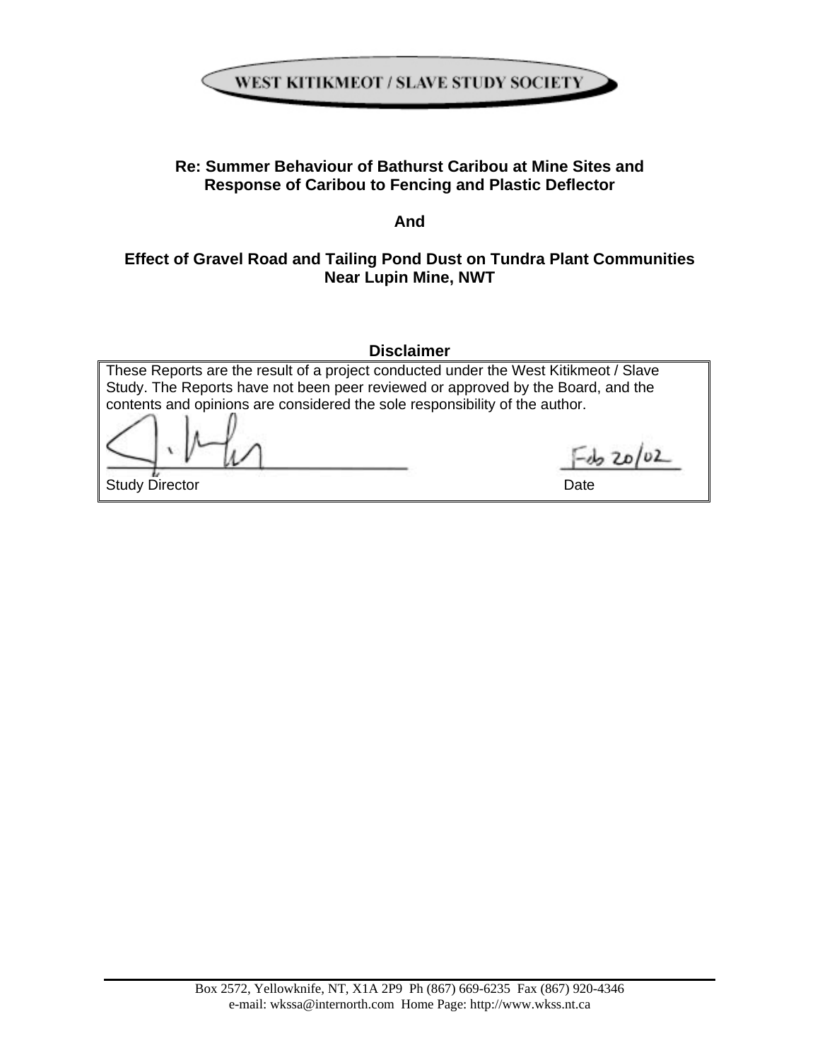WEST KITIKMEOT / SLAVE STUDY SOCIETY

**Re: Summer Behaviour of Bathurst Caribou at Mine Sites and Response of Caribou to Fencing and Plastic Deflector**

**And**

**Effect of Gravel Road and Tailing Pond Dust on Tundra Plant Communities Near Lupin Mine, NWT**

**Disclaimer**

These Reports are the result of a project conducted under the West Kitikmeot / Slave Study. The Reports have not been peer reviewed or approved by the Board, and the contents and opinions are considered the sole responsibility of the author.

Study Director

Feb 20/02

Date

Box 2572, Yellowknife, NT, X1A 2P9 Ph (867) 669-6235 Fax (867) 920-4346
e-mail: wkssa@internorth.com Home Page: http://www.wkss.nt.ca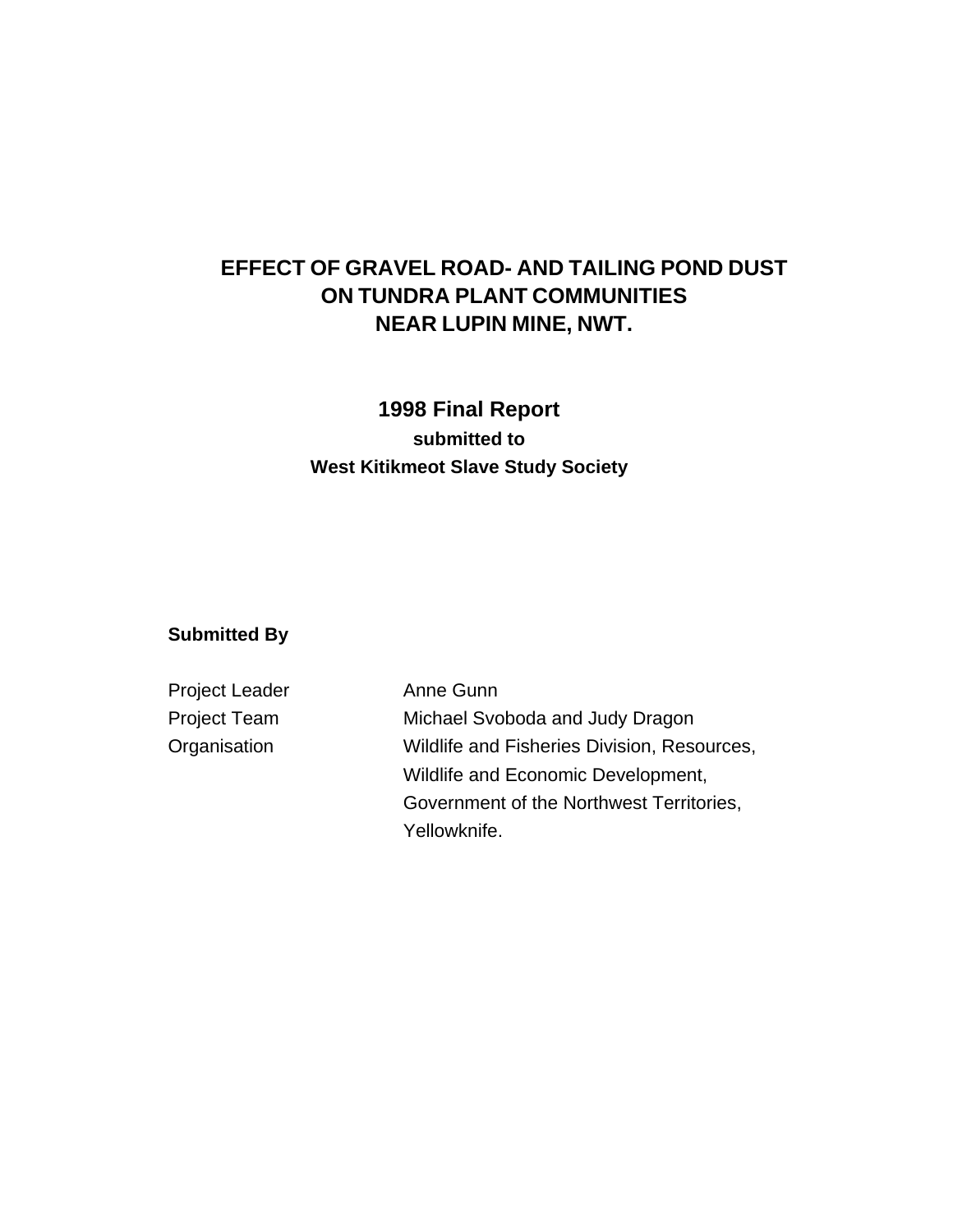# EFFECT OF GRAVEL ROAD- AND TAILING POND DUST ON TUNDRA PLANT COMMUNITIES NEAR LUPIN MINE, NWT.

## 1998 Final Report

**submitted to**

**West Kitikmeot Slave Study Society**

**Submitted By**

| | |
|---|---|
| Project Leader | Anne Gunn |
| Project Team | Michael Svoboda and Judy Dragon |
| Organisation | Wildlife and Fisheries Division, Resources, Wildlife and Economic Development, Government of the Northwest Territories, Yellowknife. |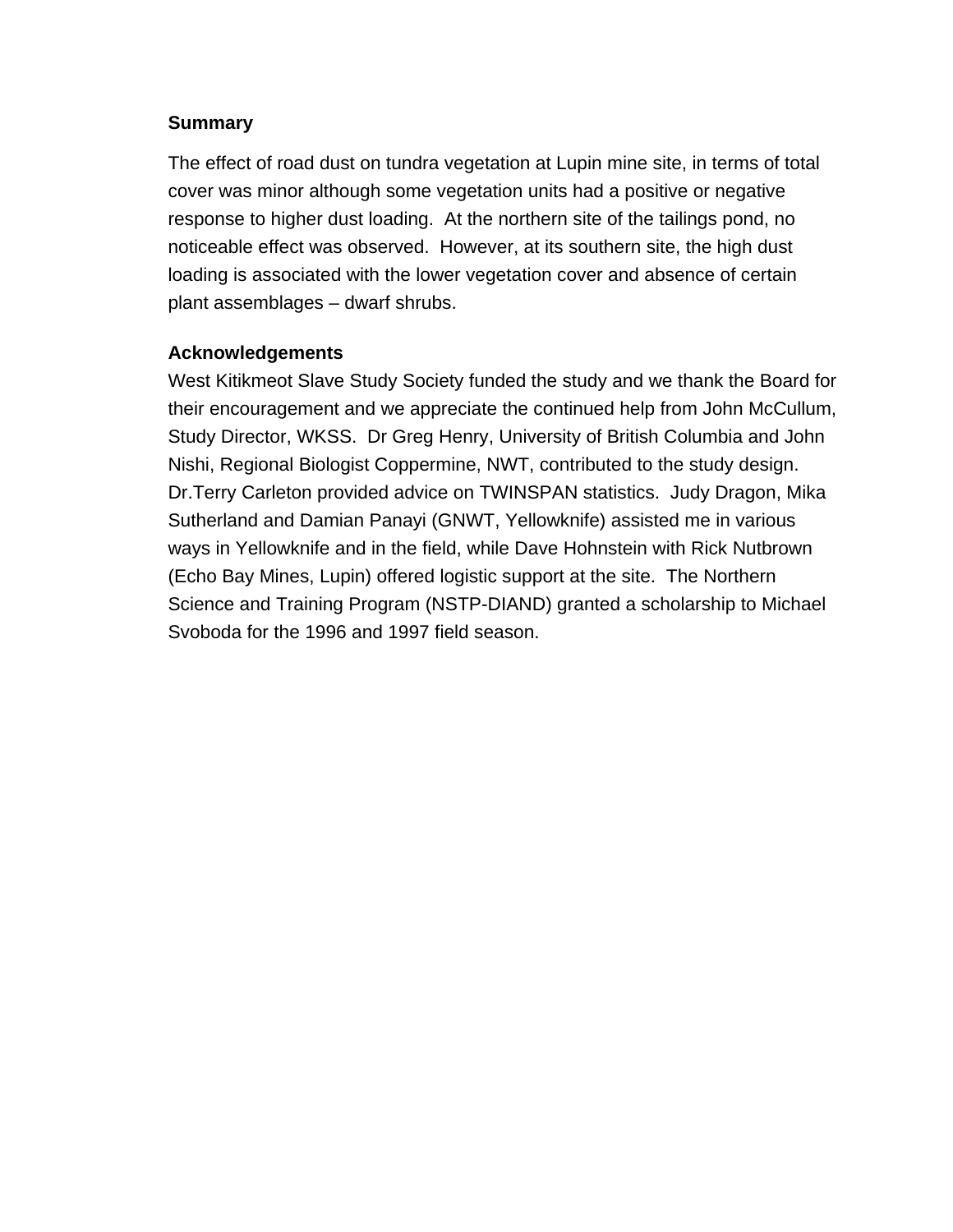## Summary

The effect of road dust on tundra vegetation at Lupin mine site, in terms of total cover was minor although some vegetation units had a positive or negative response to higher dust loading. At the northern site of the tailings pond, no noticeable effect was observed. However, at its southern site, the high dust loading is associated with the lower vegetation cover and absence of certain plant assemblages – dwarf shrubs.

## Acknowledgements

West Kitikmeot Slave Study Society funded the study and we thank the Board for their encouragement and we appreciate the continued help from John McCullum, Study Director, WKSS. Dr Greg Henry, University of British Columbia and John Nishi, Regional Biologist Coppermine, NWT, contributed to the study design. Dr.Terry Carleton provided advice on TWINSPAN statistics. Judy Dragon, Mika Sutherland and Damian Panayi (GNWT, Yellowknife) assisted me in various ways in Yellowknife and in the field, while Dave Hohnstein with Rick Nutbrown (Echo Bay Mines, Lupin) offered logistic support at the site. The Northern Science and Training Program (NSTP-DIAND) granted a scholarship to Michael Svoboda for the 1996 and 1997 field season.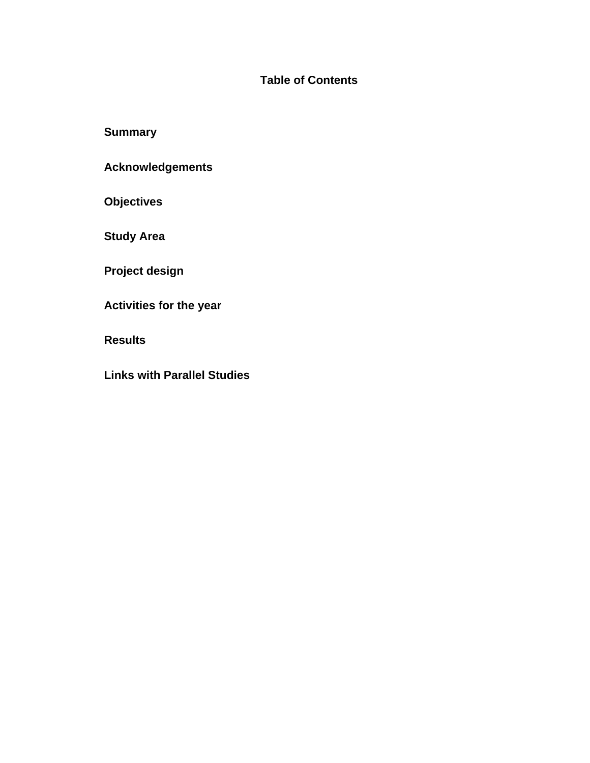# Table of Contents

**Summary**

**Acknowledgements**

**Objectives**

**Study Area**

**Project design**

**Activities for the year**

**Results**

**Links with Parallel Studies**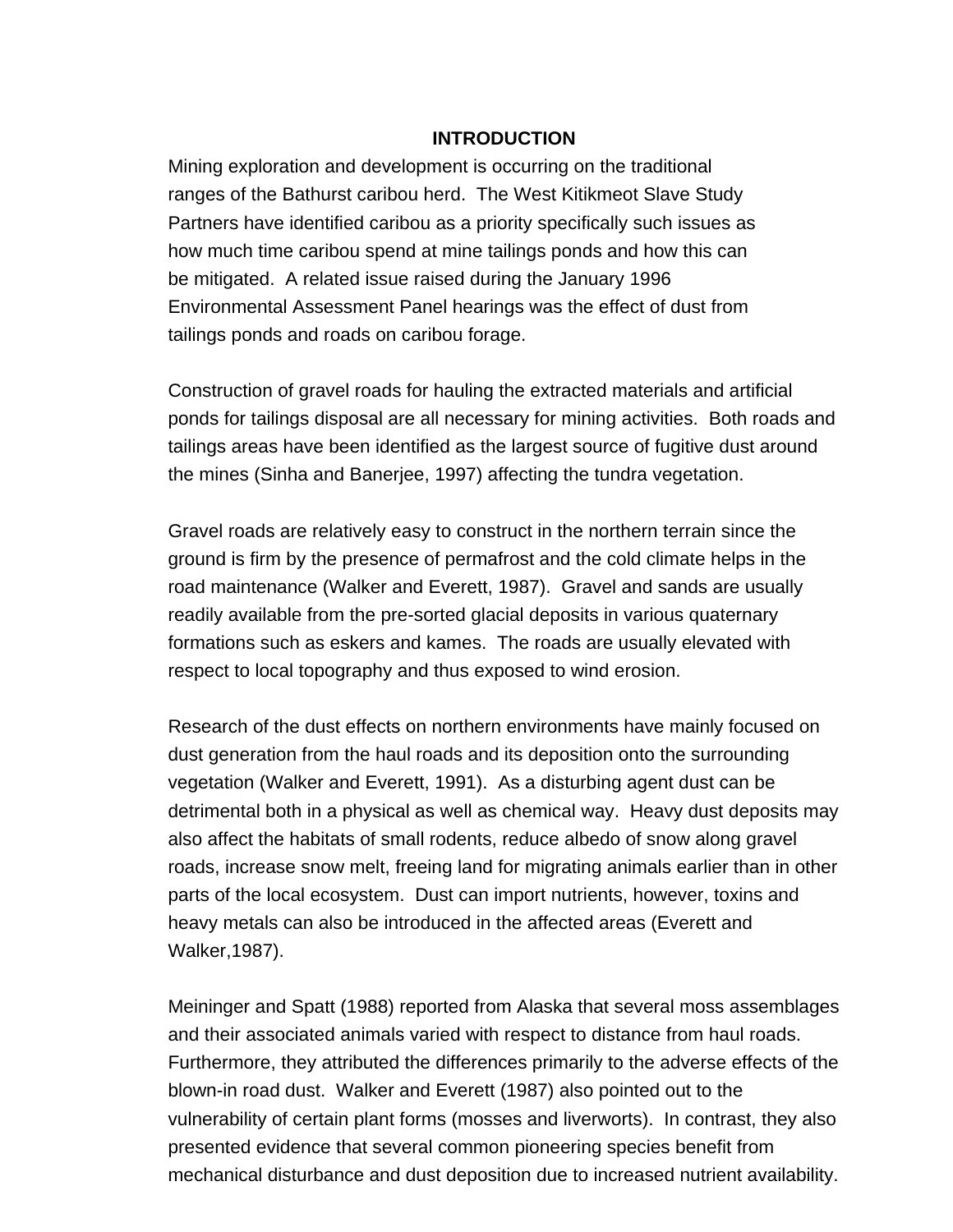## INTRODUCTION

Mining exploration and development is occurring on the traditional ranges of the Bathurst caribou herd. The West Kitikmeot Slave Study Partners have identified caribou as a priority specifically such issues as how much time caribou spend at mine tailings ponds and how this can be mitigated. A related issue raised during the January 1996 Environmental Assessment Panel hearings was the effect of dust from tailings ponds and roads on caribou forage.

Construction of gravel roads for hauling the extracted materials and artificial ponds for tailings disposal are all necessary for mining activities. Both roads and tailings areas have been identified as the largest source of fugitive dust around the mines (Sinha and Banerjee, 1997) affecting the tundra vegetation.

Gravel roads are relatively easy to construct in the northern terrain since the ground is firm by the presence of permafrost and the cold climate helps in the road maintenance (Walker and Everett, 1987). Gravel and sands are usually readily available from the pre-sorted glacial deposits in various quaternary formations such as eskers and kames. The roads are usually elevated with respect to local topography and thus exposed to wind erosion.

Research of the dust effects on northern environments have mainly focused on dust generation from the haul roads and its deposition onto the surrounding vegetation (Walker and Everett, 1991). As a disturbing agent dust can be detrimental both in a physical as well as chemical way. Heavy dust deposits may also affect the habitats of small rodents, reduce albedo of snow along gravel roads, increase snow melt, freeing land for migrating animals earlier than in other parts of the local ecosystem. Dust can import nutrients, however, toxins and heavy metals can also be introduced in the affected areas (Everett and Walker,1987).

Meininger and Spatt (1988) reported from Alaska that several moss assemblages and their associated animals varied with respect to distance from haul roads. Furthermore, they attributed the differences primarily to the adverse effects of the blown-in road dust. Walker and Everett (1987) also pointed out to the vulnerability of certain plant forms (mosses and liverworts). In contrast, they also presented evidence that several common pioneering species benefit from mechanical disturbance and dust deposition due to increased nutrient availability.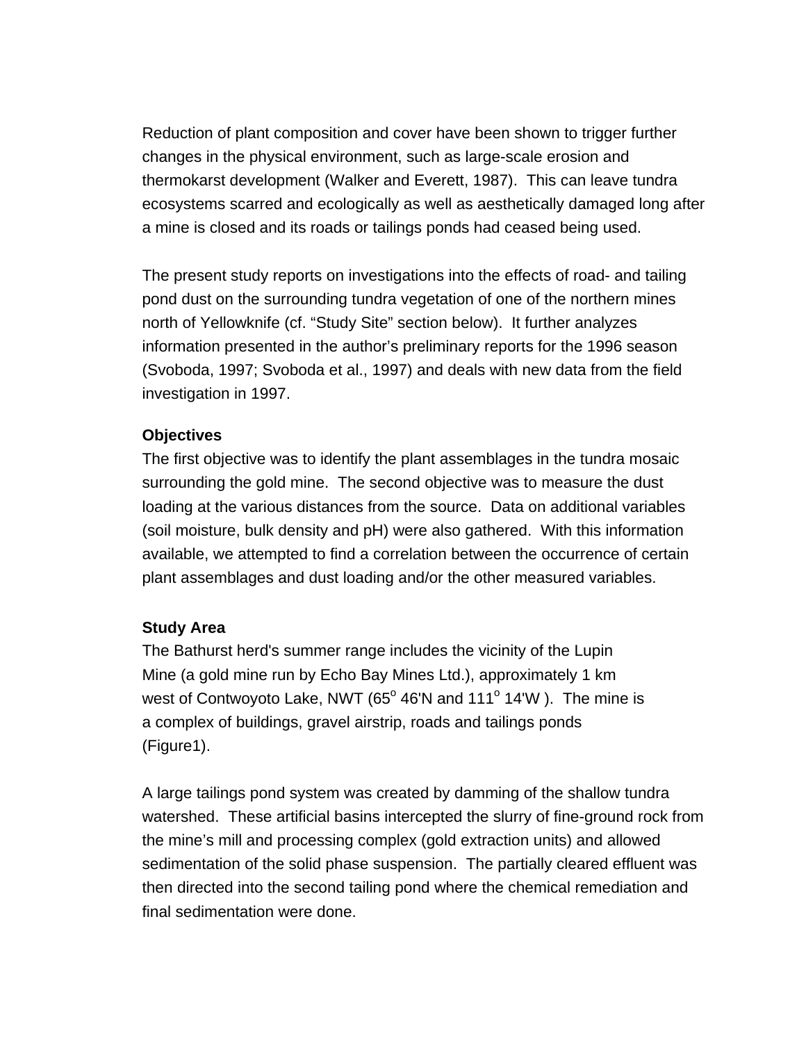Reduction of plant composition and cover have been shown to trigger further changes in the physical environment, such as large-scale erosion and thermokarst development (Walker and Everett, 1987). This can leave tundra ecosystems scarred and ecologically as well as aesthetically damaged long after a mine is closed and its roads or tailings ponds had ceased being used.

The present study reports on investigations into the effects of road- and tailing pond dust on the surrounding tundra vegetation of one of the northern mines north of Yellowknife (cf. "Study Site" section below). It further analyzes information presented in the author's preliminary reports for the 1996 season (Svoboda, 1997; Svoboda et al., 1997) and deals with new data from the field investigation in 1997.

**Objectives**

The first objective was to identify the plant assemblages in the tundra mosaic surrounding the gold mine. The second objective was to measure the dust loading at the various distances from the source. Data on additional variables (soil moisture, bulk density and pH) were also gathered. With this information available, we attempted to find a correlation between the occurrence of certain plant assemblages and dust loading and/or the other measured variables.

**Study Area**

The Bathurst herd's summer range includes the vicinity of the Lupin Mine (a gold mine run by Echo Bay Mines Ltd.), approximately 1 km west of Contwoyoto Lake, NWT (65$^{o}$ 46'N and 111$^{o}$ 14'W ). The mine is a complex of buildings, gravel airstrip, roads and tailings ponds (Figure1).

A large tailings pond system was created by damming of the shallow tundra watershed. These artificial basins intercepted the slurry of fine-ground rock from the mine's mill and processing complex (gold extraction units) and allowed sedimentation of the solid phase suspension. The partially cleared effluent was then directed into the second tailing pond where the chemical remediation and final sedimentation were done.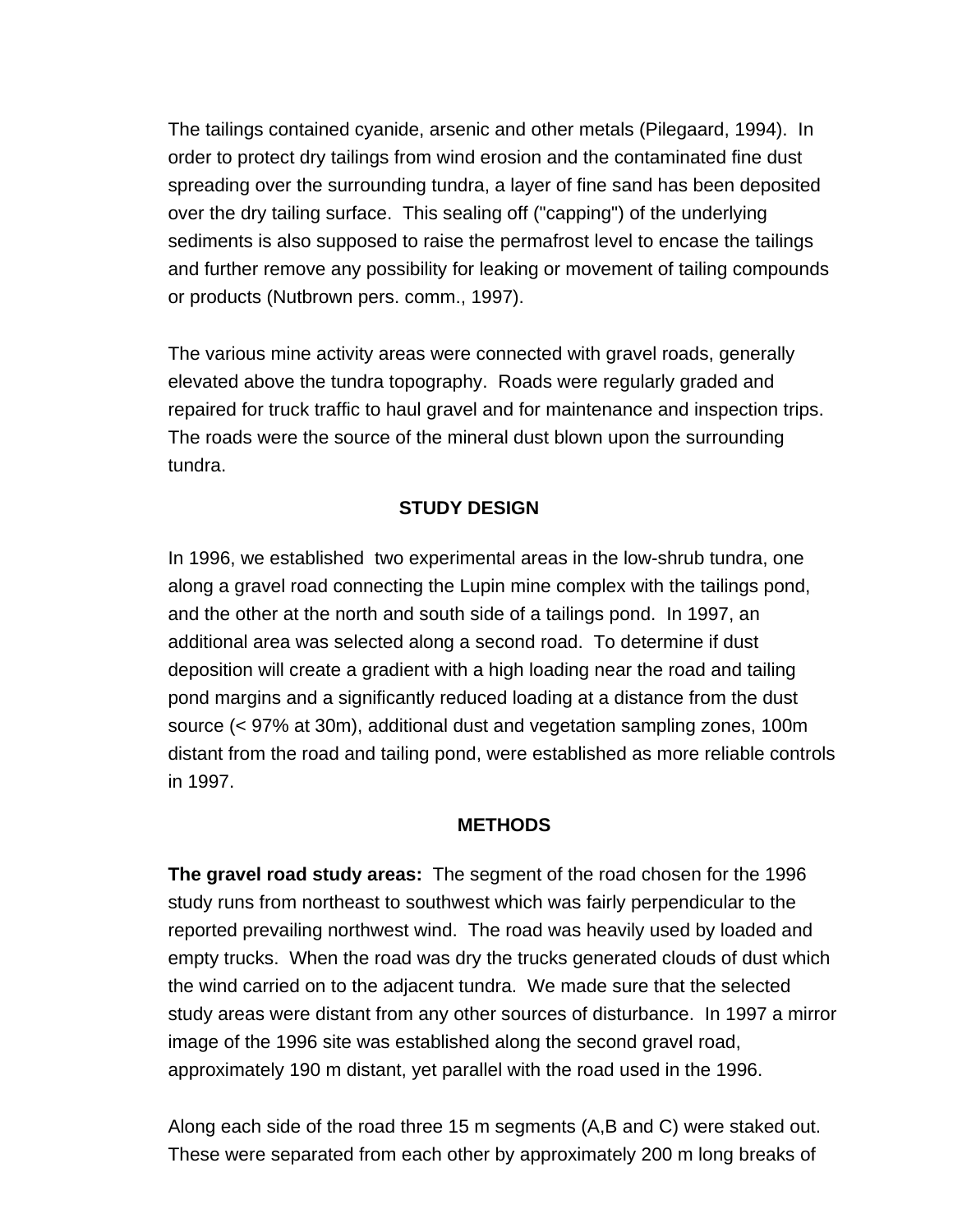The tailings contained cyanide, arsenic and other metals (Pilegaard, 1994). In order to protect dry tailings from wind erosion and the contaminated fine dust spreading over the surrounding tundra, a layer of fine sand has been deposited over the dry tailing surface. This sealing off ("capping") of the underlying sediments is also supposed to raise the permafrost level to encase the tailings and further remove any possibility for leaking or movement of tailing compounds or products (Nutbrown pers. comm., 1997).

The various mine activity areas were connected with gravel roads, generally elevated above the tundra topography. Roads were regularly graded and repaired for truck traffic to haul gravel and for maintenance and inspection trips. The roads were the source of the mineral dust blown upon the surrounding tundra.

## STUDY DESIGN

In 1996, we established two experimental areas in the low-shrub tundra, one along a gravel road connecting the Lupin mine complex with the tailings pond, and the other at the north and south side of a tailings pond. In 1997, an additional area was selected along a second road. To determine if dust deposition will create a gradient with a high loading near the road and tailing pond margins and a significantly reduced loading at a distance from the dust source (< 97% at 30m), additional dust and vegetation sampling zones, 100m distant from the road and tailing pond, were established as more reliable controls in 1997.

## METHODS

**The gravel road study areas:** The segment of the road chosen for the 1996 study runs from northeast to southwest which was fairly perpendicular to the reported prevailing northwest wind. The road was heavily used by loaded and empty trucks. When the road was dry the trucks generated clouds of dust which the wind carried on to the adjacent tundra. We made sure that the selected study areas were distant from any other sources of disturbance. In 1997 a mirror image of the 1996 site was established along the second gravel road, approximately 190 m distant, yet parallel with the road used in the 1996.

Along each side of the road three 15 m segments (A,B and C) were staked out. These were separated from each other by approximately 200 m long breaks of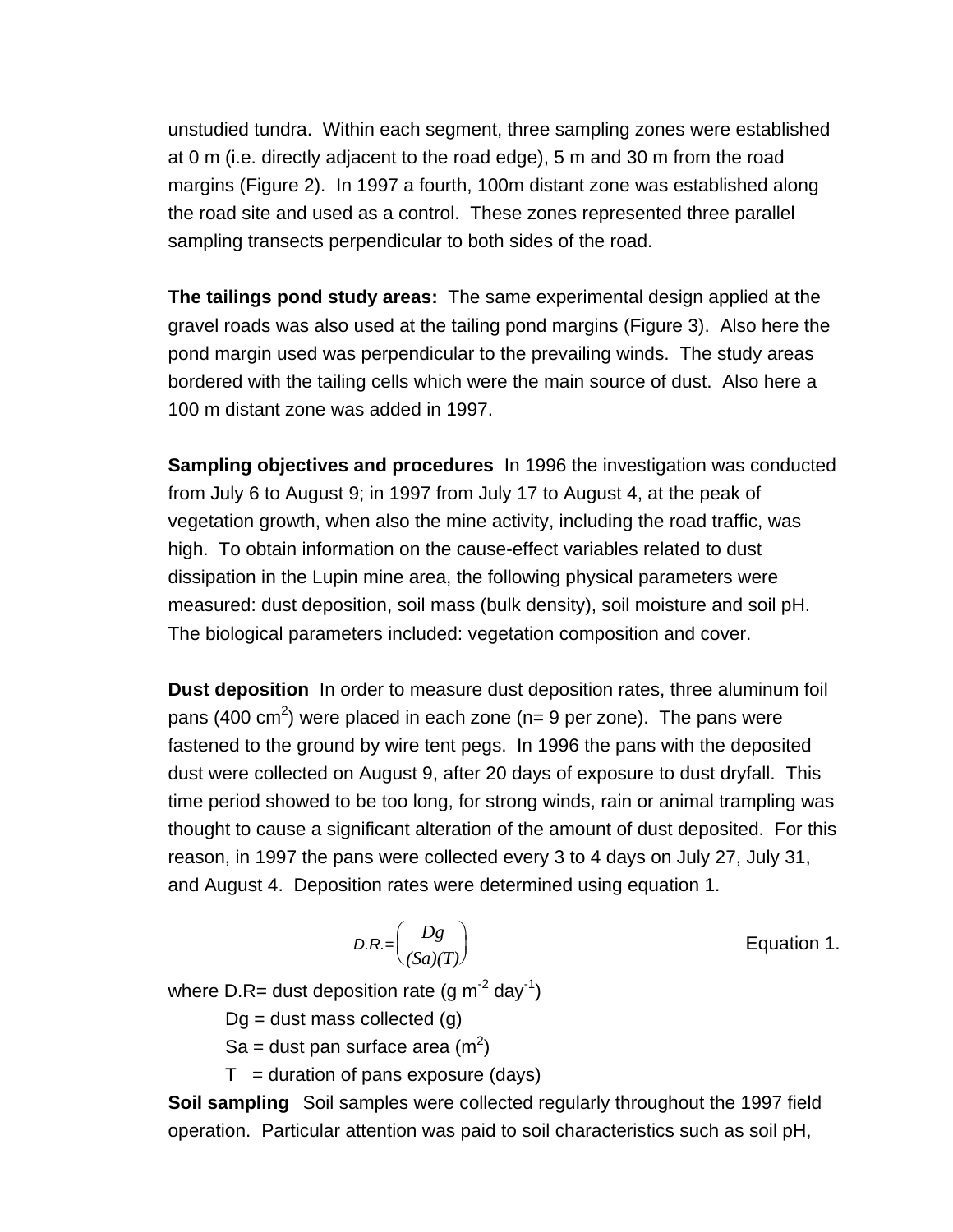unstudied tundra. Within each segment, three sampling zones were established at 0 m (i.e. directly adjacent to the road edge), 5 m and 30 m from the road margins (Figure 2). In 1997 a fourth, 100m distant zone was established along the road site and used as a control. These zones represented three parallel sampling transects perpendicular to both sides of the road.

**The tailings pond study areas:** The same experimental design applied at the gravel roads was also used at the tailing pond margins (Figure 3). Also here the pond margin used was perpendicular to the prevailing winds. The study areas bordered with the tailing cells which were the main source of dust. Also here a 100 m distant zone was added in 1997.

**Sampling objectives and procedures** In 1996 the investigation was conducted from July 6 to August 9; in 1997 from July 17 to August 4, at the peak of vegetation growth, when also the mine activity, including the road traffic, was high. To obtain information on the cause-effect variables related to dust dissipation in the Lupin mine area, the following physical parameters were measured: dust deposition, soil mass (bulk density), soil moisture and soil pH. The biological parameters included: vegetation composition and cover.

**Dust deposition** In order to measure dust deposition rates, three aluminum foil pans (400 $cm^2$) were placed in each zone (n= 9 per zone). The pans were fastened to the ground by wire tent pegs. In 1996 the pans with the deposited dust were collected on August 9, after 20 days of exposure to dust dryfall. This time period showed to be too long, for strong winds, rain or animal trampling was thought to cause a significant alteration of the amount of dust deposited. For this reason, in 1997 the pans were collected every 3 to 4 days on July 27, July 31, and August 4. Deposition rates were determined using equation 1.

$$D.R. = \left( \frac{Dg}{(Sa)(T)} \right) \qquad \text{Equation 1.}$$

where D.R= dust deposition rate (g $m^{-2}$ $day^{-1}$)

Dg = dust mass collected (g)

Sa = dust pan surface area ($m^2$)

T = duration of pans exposure (days)

**Soil sampling** Soil samples were collected regularly throughout the 1997 field operation. Particular attention was paid to soil characteristics such as soil pH,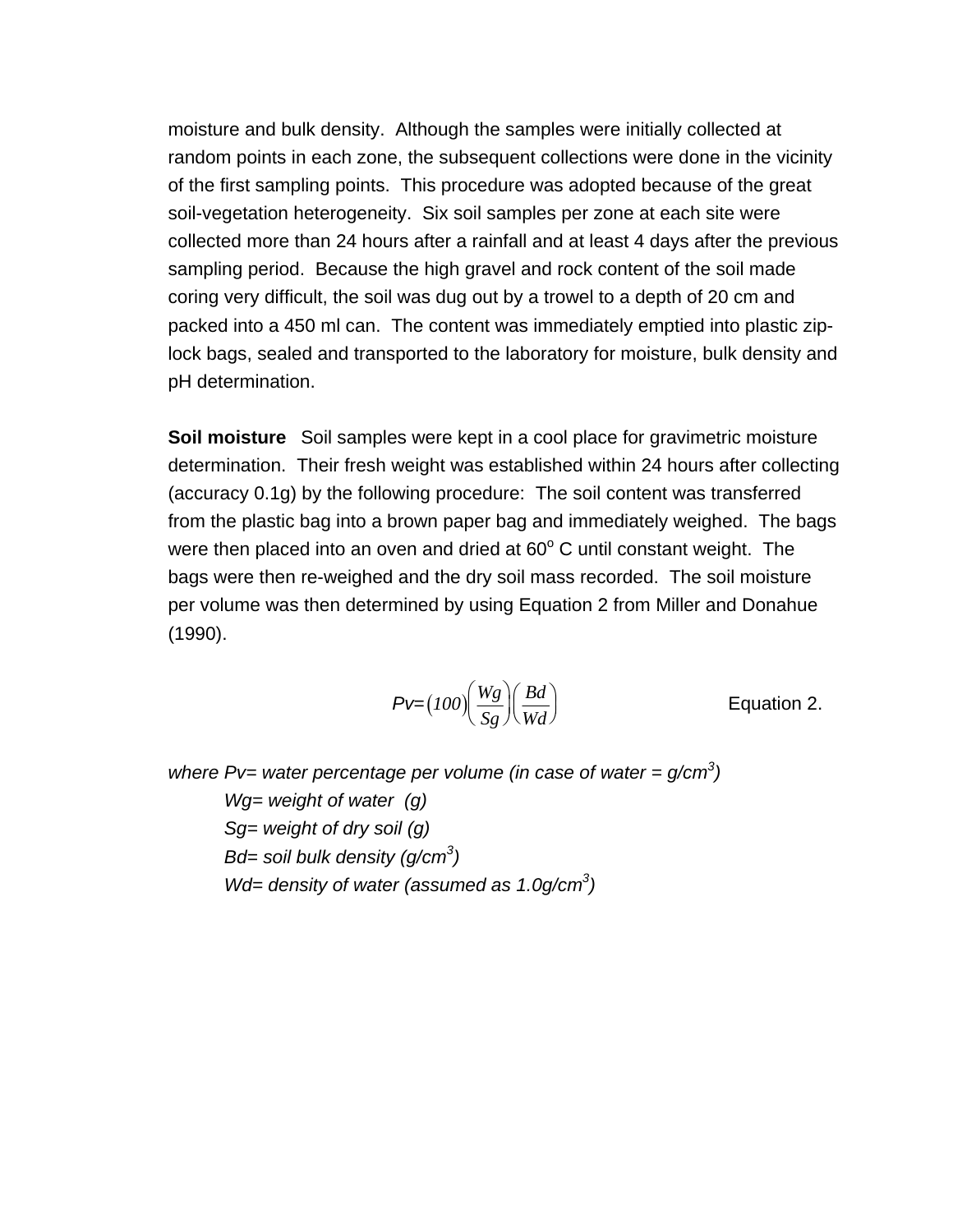moisture and bulk density. Although the samples were initially collected at random points in each zone, the subsequent collections were done in the vicinity of the first sampling points. This procedure was adopted because of the great soil-vegetation heterogeneity. Six soil samples per zone at each site were collected more than 24 hours after a rainfall and at least 4 days after the previous sampling period. Because the high gravel and rock content of the soil made coring very difficult, the soil was dug out by a trowel to a depth of 20 cm and packed into a 450 ml can. The content was immediately emptied into plastic zip-lock bags, sealed and transported to the laboratory for moisture, bulk density and pH determination.

**Soil moisture** Soil samples were kept in a cool place for gravimetric moisture determination. Their fresh weight was established within 24 hours after collecting (accuracy 0.1g) by the following procedure: The soil content was transferred from the plastic bag into a brown paper bag and immediately weighed. The bags were then placed into an oven and dried at 60$^o$ C until constant weight. The bags were then re-weighed and the dry soil mass recorded. The soil moisture per volume was then determined by using Equation 2 from Miller and Donahue (1990).

$$Pv = (100)\left(\frac{Wg}{Sg}\right)\left(\frac{Bd}{Wd}\right) \qquad \text{Equation 2.}$$

*where Pv= water percentage per volume (in case of water = g/cm$^3$)*

*Wg= weight of water (g)*

*Sg= weight of dry soil (g)*

*Bd= soil bulk density (g/cm$^3$)*

*Wd= density of water (assumed as 1.0g/cm$^3$)*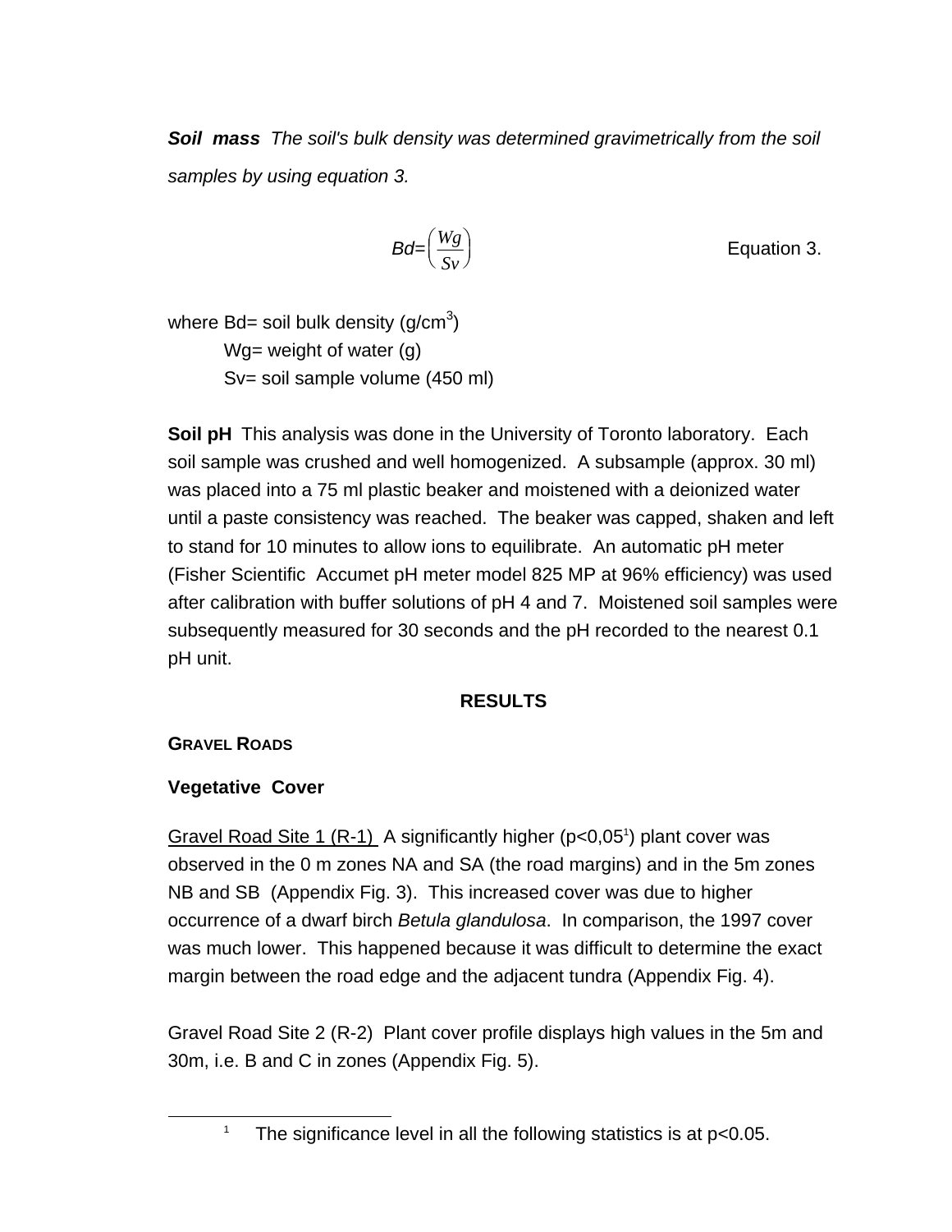***Soil mass*** *The soil's bulk density was determined gravimetrically from the soil samples by using equation 3.*

$$Bd = \left(\frac{Wg}{Sv}\right) \qquad \text{Equation 3.}$$

where Bd= soil bulk density (g/cm$^3$)
Wg= weight of water (g)
Sv= soil sample volume (450 ml)

**Soil pH** This analysis was done in the University of Toronto laboratory. Each soil sample was crushed and well homogenized. A subsample (approx. 30 ml) was placed into a 75 ml plastic beaker and moistened with a deionized water until a paste consistency was reached. The beaker was capped, shaken and left to stand for 10 minutes to allow ions to equilibrate. An automatic pH meter (Fisher Scientific Accumet pH meter model 825 MP at 96% efficiency) was used after calibration with buffer solutions of pH 4 and 7. Moistened soil samples were subsequently measured for 30 seconds and the pH recorded to the nearest 0.1 pH unit.

## RESULTS

### GRAVEL ROADS

### Vegetative Cover

Gravel Road Site 1 (R-1) A significantly higher ($p<0,05$[1]) plant cover was observed in the 0 m zones NA and SA (the road margins) and in the 5m zones NB and SB (Appendix Fig. 3). This increased cover was due to higher occurrence of a dwarf birch *Betula glandulosa*. In comparison, the 1997 cover was much lower. This happened because it was difficult to determine the exact margin between the road edge and the adjacent tundra (Appendix Fig. 4).

Gravel Road Site 2 (R-2) Plant cover profile displays high values in the 5m and 30m, i.e. B and C in zones (Appendix Fig. 5).

[1] The significance level in all the following statistics is at $p<0.05$.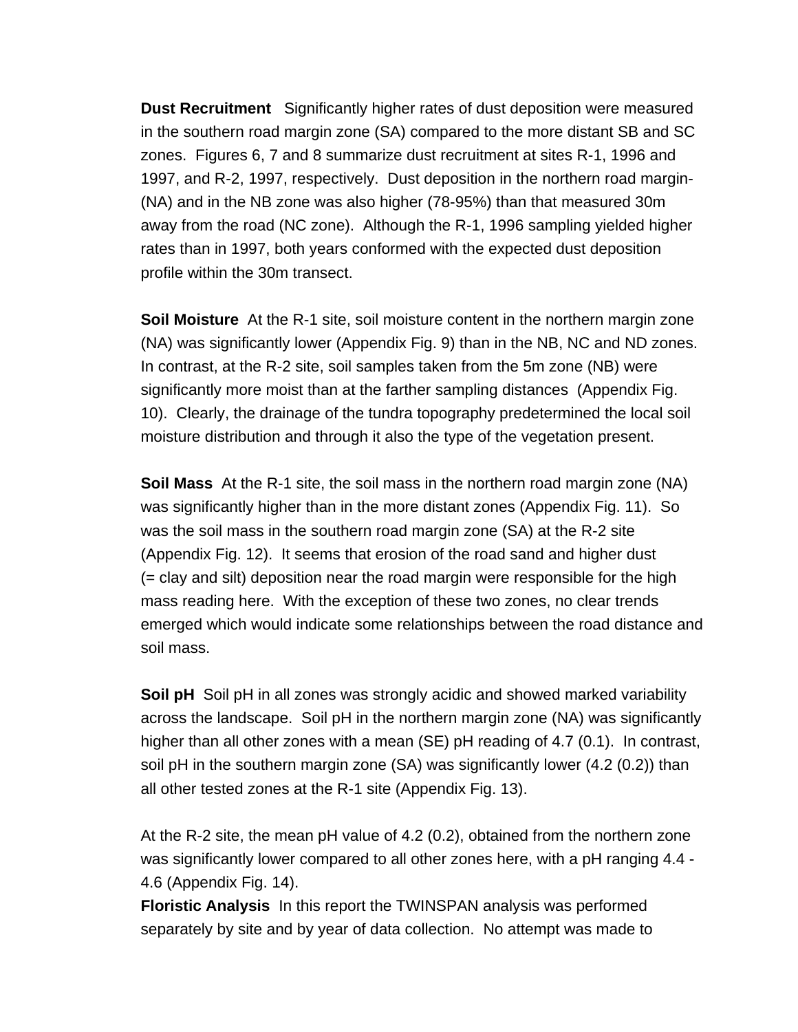**Dust Recruitment**   Significantly higher rates of dust deposition were measured in the southern road margin zone (SA) compared to the more distant SB and SC zones.  Figures 6, 7 and 8 summarize dust recruitment at sites R-1, 1996 and 1997, and R-2, 1997, respectively.  Dust deposition in the northern road margin- (NA) and in the NB zone was also higher (78-95%) than that measured 30m away from the road (NC zone).  Although the R-1, 1996 sampling yielded higher rates than in 1997, both years conformed with the expected dust deposition profile within the 30m transect.

**Soil Moisture**  At the R-1 site, soil moisture content in the northern margin zone (NA) was significantly lower (Appendix Fig. 9) than in the NB, NC and ND zones.  In contrast, at the R-2 site, soil samples taken from the 5m zone (NB) were significantly more moist than at the farther sampling distances  (Appendix Fig. 10).  Clearly, the drainage of the tundra topography predetermined the local soil moisture distribution and through it also the type of the vegetation present.

**Soil Mass**  At the R-1 site, the soil mass in the northern road margin zone (NA) was significantly higher than in the more distant zones (Appendix Fig. 11).  So was the soil mass in the southern road margin zone (SA) at the R-2 site (Appendix Fig. 12).  It seems that erosion of the road sand and higher dust (= clay and silt) deposition near the road margin were responsible for the high mass reading here.  With the exception of these two zones, no clear trends emerged which would indicate some relationships between the road distance and soil mass.

**Soil pH**  Soil pH in all zones was strongly acidic and showed marked variability across the landscape.  Soil pH in the northern margin zone (NA) was significantly higher than all other zones with a mean (SE) pH reading of 4.7 (0.1).  In contrast, soil pH in the southern margin zone (SA) was significantly lower (4.2 (0.2)) than all other tested zones at the R-1 site (Appendix Fig. 13).

At the R-2 site, the mean pH value of 4.2 (0.2), obtained from the northern zone was significantly lower compared to all other zones here, with a pH ranging 4.4 - 4.6 (Appendix Fig. 14).

**Floristic Analysis**  In this report the TWINSPAN analysis was performed separately by site and by year of data collection.  No attempt was made to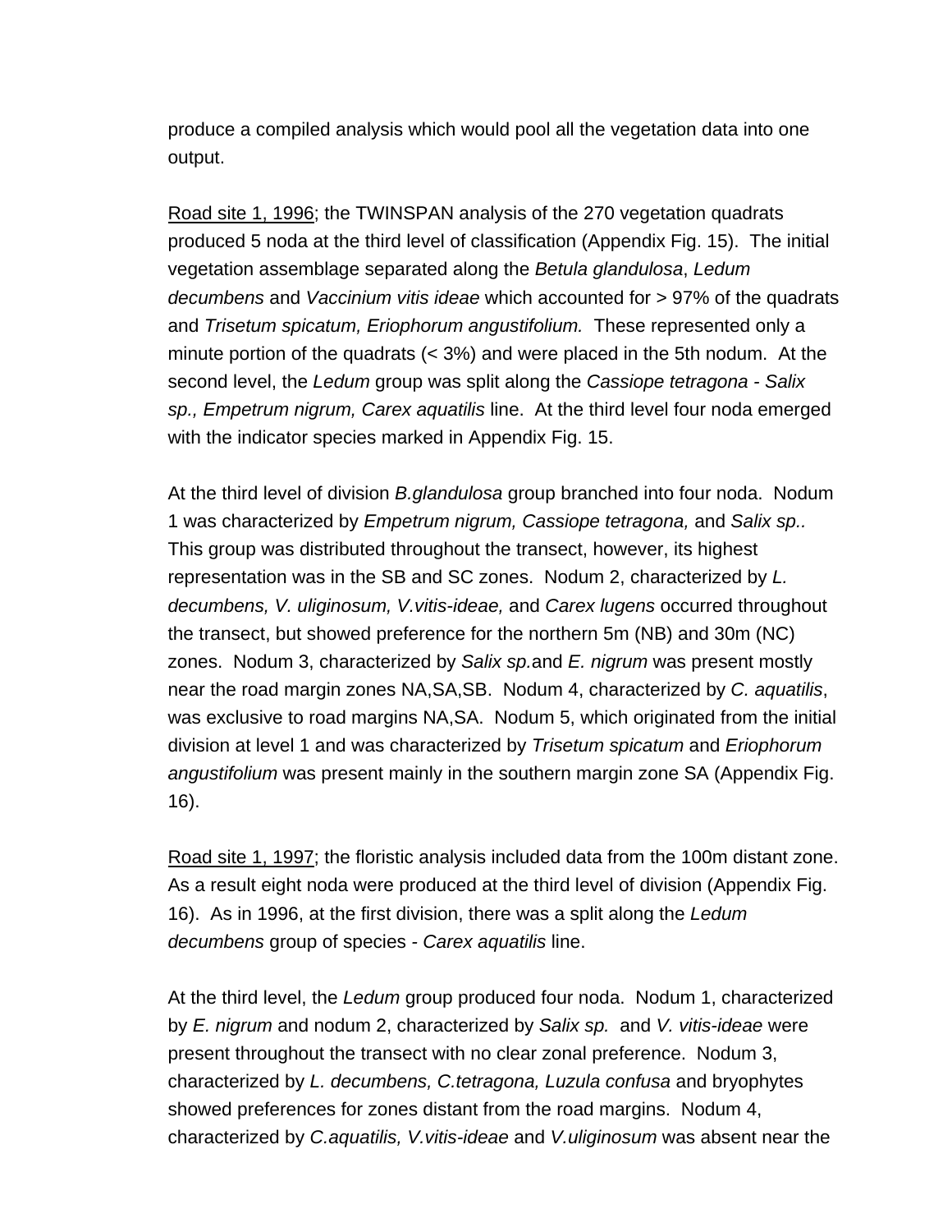produce a compiled analysis which would pool all the vegetation data into one output.

<u>Road site 1, 1996</u>; the TWINSPAN analysis of the 270 vegetation quadrats produced 5 noda at the third level of classification (Appendix Fig. 15). The initial vegetation assemblage separated along the *Betula glandulosa*, *Ledum decumbens* and *Vaccinium vitis ideae* which accounted for > 97% of the quadrats and *Trisetum spicatum, Eriophorum angustifolium.* These represented only a minute portion of the quadrats (< 3%) and were placed in the 5th nodum. At the second level, the *Ledum* group was split along the *Cassiope tetragona - Salix sp., Empetrum nigrum, Carex aquatilis* line. At the third level four noda emerged with the indicator species marked in Appendix Fig. 15.

At the third level of division *B.glandulosa* group branched into four noda. Nodum 1 was characterized by *Empetrum nigrum, Cassiope tetragona,* and *Salix sp.*. This group was distributed throughout the transect, however, its highest representation was in the SB and SC zones. Nodum 2, characterized by *L. decumbens, V. uliginosum, V.vitis-ideae,* and *Carex lugens* occurred throughout the transect, but showed preference for the northern 5m (NB) and 30m (NC) zones. Nodum 3, characterized by *Salix sp.*and *E. nigrum* was present mostly near the road margin zones NA,SA,SB. Nodum 4, characterized by *C. aquatilis*, was exclusive to road margins NA,SA. Nodum 5, which originated from the initial division at level 1 and was characterized by *Trisetum spicatum* and *Eriophorum angustifolium* was present mainly in the southern margin zone SA (Appendix Fig. 16).

<u>Road site 1, 1997</u>; the floristic analysis included data from the 100m distant zone. As a result eight noda were produced at the third level of division (Appendix Fig. 16). As in 1996, at the first division, there was a split along the *Ledum decumbens* group of species - *Carex aquatilis* line.

At the third level, the *Ledum* group produced four noda. Nodum 1, characterized by *E. nigrum* and nodum 2, characterized by *Salix sp.* and *V. vitis-ideae* were present throughout the transect with no clear zonal preference. Nodum 3, characterized by *L. decumbens, C.tetragona, Luzula confusa* and bryophytes showed preferences for zones distant from the road margins. Nodum 4, characterized by *C.aquatilis, V.vitis-ideae* and *V.uliginosum* was absent near the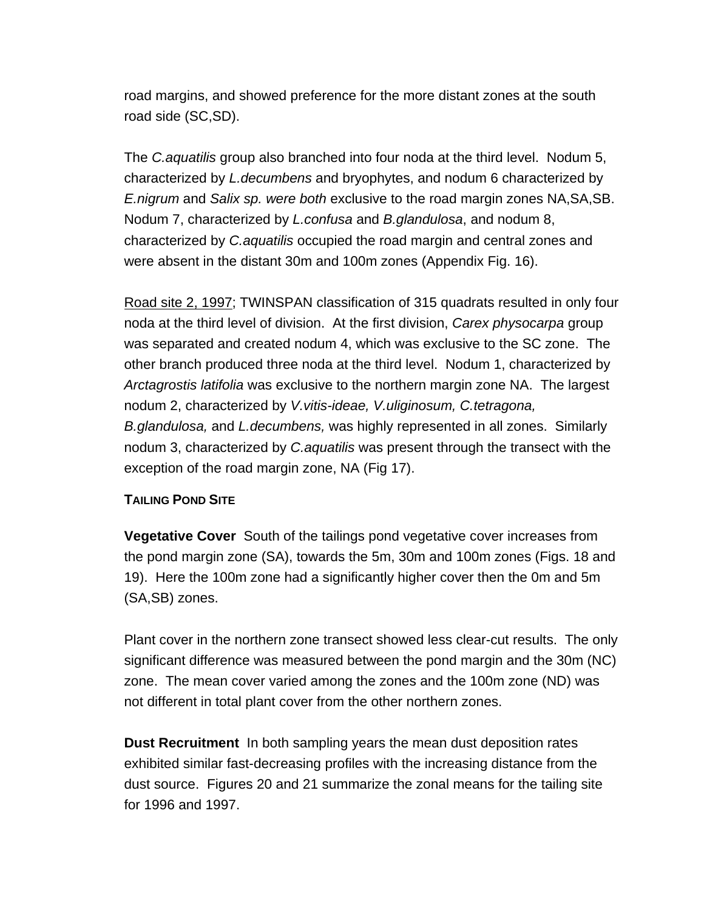road margins, and showed preference for the more distant zones at the south road side (SC,SD).

The *C.aquatilis* group also branched into four noda at the third level. Nodum 5, characterized by *L.decumbens* and bryophytes, and nodum 6 characterized by *E.nigrum* and *Salix sp. were both* exclusive to the road margin zones NA,SA,SB. Nodum 7, characterized by *L.confusa* and *B.glandulosa*, and nodum 8, characterized by *C.aquatilis* occupied the road margin and central zones and were absent in the distant 30m and 100m zones (Appendix Fig. 16).

<u>Road site 2, 1997</u>; TWINSPAN classification of 315 quadrats resulted in only four noda at the third level of division. At the first division, *Carex physocarpa* group was separated and created nodum 4, which was exclusive to the SC zone. The other branch produced three noda at the third level. Nodum 1, characterized by *Arctagrostis latifolia* was exclusive to the northern margin zone NA. The largest nodum 2, characterized by *V.vitis-ideae, V.uliginosum, C.tetragona, B.glandulosa,* and *L.decumbens,* was highly represented in all zones. Similarly nodum 3, characterized by *C.aquatilis* was present through the transect with the exception of the road margin zone, NA (Fig 17).

### TAILING POND SITE

**Vegetative Cover** South of the tailings pond vegetative cover increases from the pond margin zone (SA), towards the 5m, 30m and 100m zones (Figs. 18 and 19). Here the 100m zone had a significantly higher cover then the 0m and 5m (SA,SB) zones.

Plant cover in the northern zone transect showed less clear-cut results. The only significant difference was measured between the pond margin and the 30m (NC) zone. The mean cover varied among the zones and the 100m zone (ND) was not different in total plant cover from the other northern zones.

**Dust Recruitment** In both sampling years the mean dust deposition rates exhibited similar fast-decreasing profiles with the increasing distance from the dust source. Figures 20 and 21 summarize the zonal means for the tailing site for 1996 and 1997.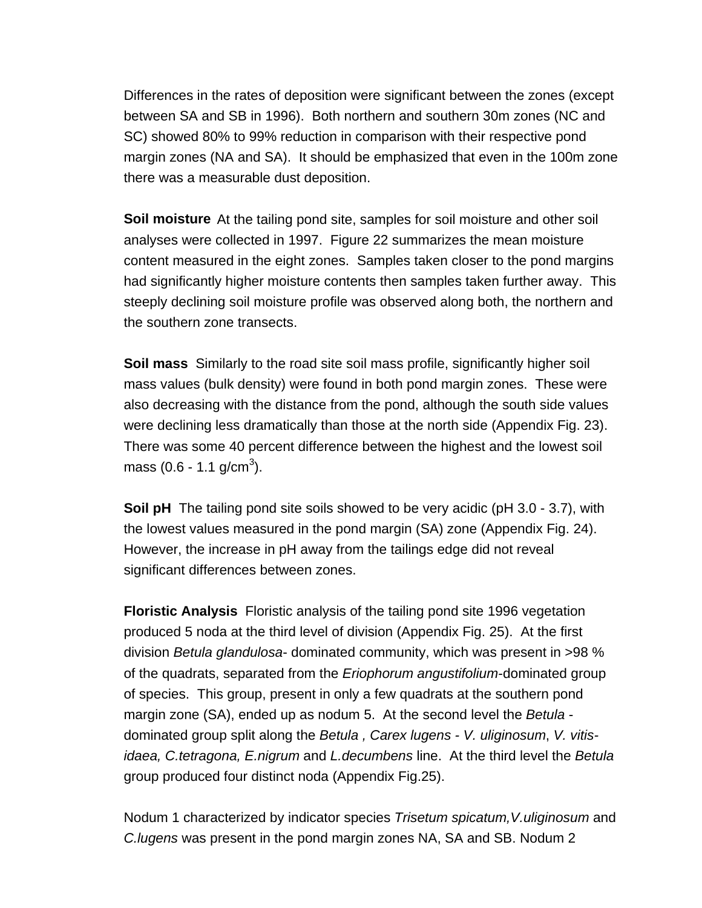Differences in the rates of deposition were significant between the zones (except between SA and SB in 1996). Both northern and southern 30m zones (NC and SC) showed 80% to 99% reduction in comparison with their respective pond margin zones (NA and SA). It should be emphasized that even in the 100m zone there was a measurable dust deposition.

**Soil moisture** At the tailing pond site, samples for soil moisture and other soil analyses were collected in 1997. Figure 22 summarizes the mean moisture content measured in the eight zones. Samples taken closer to the pond margins had significantly higher moisture contents then samples taken further away. This steeply declining soil moisture profile was observed along both, the northern and the southern zone transects.

**Soil mass** Similarly to the road site soil mass profile, significantly higher soil mass values (bulk density) were found in both pond margin zones. These were also decreasing with the distance from the pond, although the south side values were declining less dramatically than those at the north side (Appendix Fig. 23). There was some 40 percent difference between the highest and the lowest soil mass (0.6 - 1.1 g/cm$^3$).

**Soil pH** The tailing pond site soils showed to be very acidic (pH 3.0 - 3.7), with the lowest values measured in the pond margin (SA) zone (Appendix Fig. 24). However, the increase in pH away from the tailings edge did not reveal significant differences between zones.

**Floristic Analysis** Floristic analysis of the tailing pond site 1996 vegetation produced 5 noda at the third level of division (Appendix Fig. 25). At the first division *Betula glandulosa*- dominated community, which was present in >98 % of the quadrats, separated from the *Eriophorum angustifolium*-dominated group of species. This group, present in only a few quadrats at the southern pond margin zone (SA), ended up as nodum 5. At the second level the *Betula* - dominated group split along the *Betula , Carex lugens* - *V. uliginosum*, *V. vitis-idaea, C.tetragona, E.nigrum* and *L.decumbens* line. At the third level the *Betula* group produced four distinct noda (Appendix Fig.25).

Nodum 1 characterized by indicator species *Trisetum spicatum,V.uliginosum* and *C.lugens* was present in the pond margin zones NA, SA and SB. Nodum 2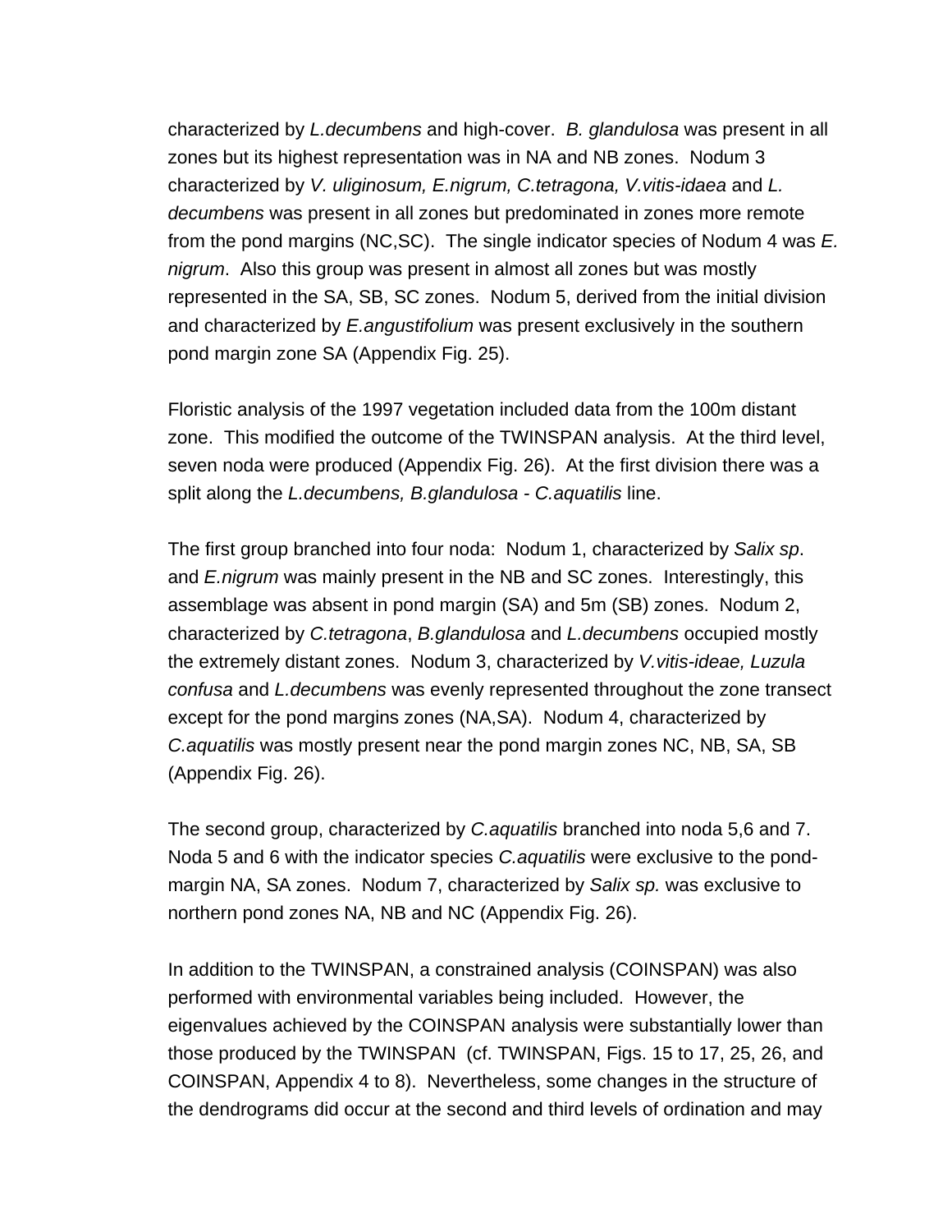characterized by *L.decumbens* and high-cover. *B. glandulosa* was present in all zones but its highest representation was in NA and NB zones. Nodum 3 characterized by *V. uliginosum, E.nigrum, C.tetragona, V.vitis-idaea* and *L. decumbens* was present in all zones but predominated in zones more remote from the pond margins (NC,SC). The single indicator species of Nodum 4 was *E. nigrum*. Also this group was present in almost all zones but was mostly represented in the SA, SB, SC zones. Nodum 5, derived from the initial division and characterized by *E.angustifolium* was present exclusively in the southern pond margin zone SA (Appendix Fig. 25).

Floristic analysis of the 1997 vegetation included data from the 100m distant zone. This modified the outcome of the TWINSPAN analysis. At the third level, seven noda were produced (Appendix Fig. 26). At the first division there was a split along the *L.decumbens, B.glandulosa* - *C.aquatilis* line.

The first group branched into four noda: Nodum 1, characterized by *Salix sp*. and *E.nigrum* was mainly present in the NB and SC zones. Interestingly, this assemblage was absent in pond margin (SA) and 5m (SB) zones. Nodum 2, characterized by *C.tetragona*, *B.glandulosa* and *L.decumbens* occupied mostly the extremely distant zones. Nodum 3, characterized by *V.vitis-ideae, Luzula confusa* and *L.decumbens* was evenly represented throughout the zone transect except for the pond margins zones (NA,SA). Nodum 4, characterized by *C.aquatilis* was mostly present near the pond margin zones NC, NB, SA, SB (Appendix Fig. 26).

The second group, characterized by *C.aquatilis* branched into noda 5,6 and 7. Noda 5 and 6 with the indicator species *C.aquatilis* were exclusive to the pond-margin NA, SA zones. Nodum 7, characterized by *Salix sp.* was exclusive to northern pond zones NA, NB and NC (Appendix Fig. 26).

In addition to the TWINSPAN, a constrained analysis (COINSPAN) was also performed with environmental variables being included. However, the eigenvalues achieved by the COINSPAN analysis were substantially lower than those produced by the TWINSPAN (cf. TWINSPAN, Figs. 15 to 17, 25, 26, and COINSPAN, Appendix 4 to 8). Nevertheless, some changes in the structure of the dendrograms did occur at the second and third levels of ordination and may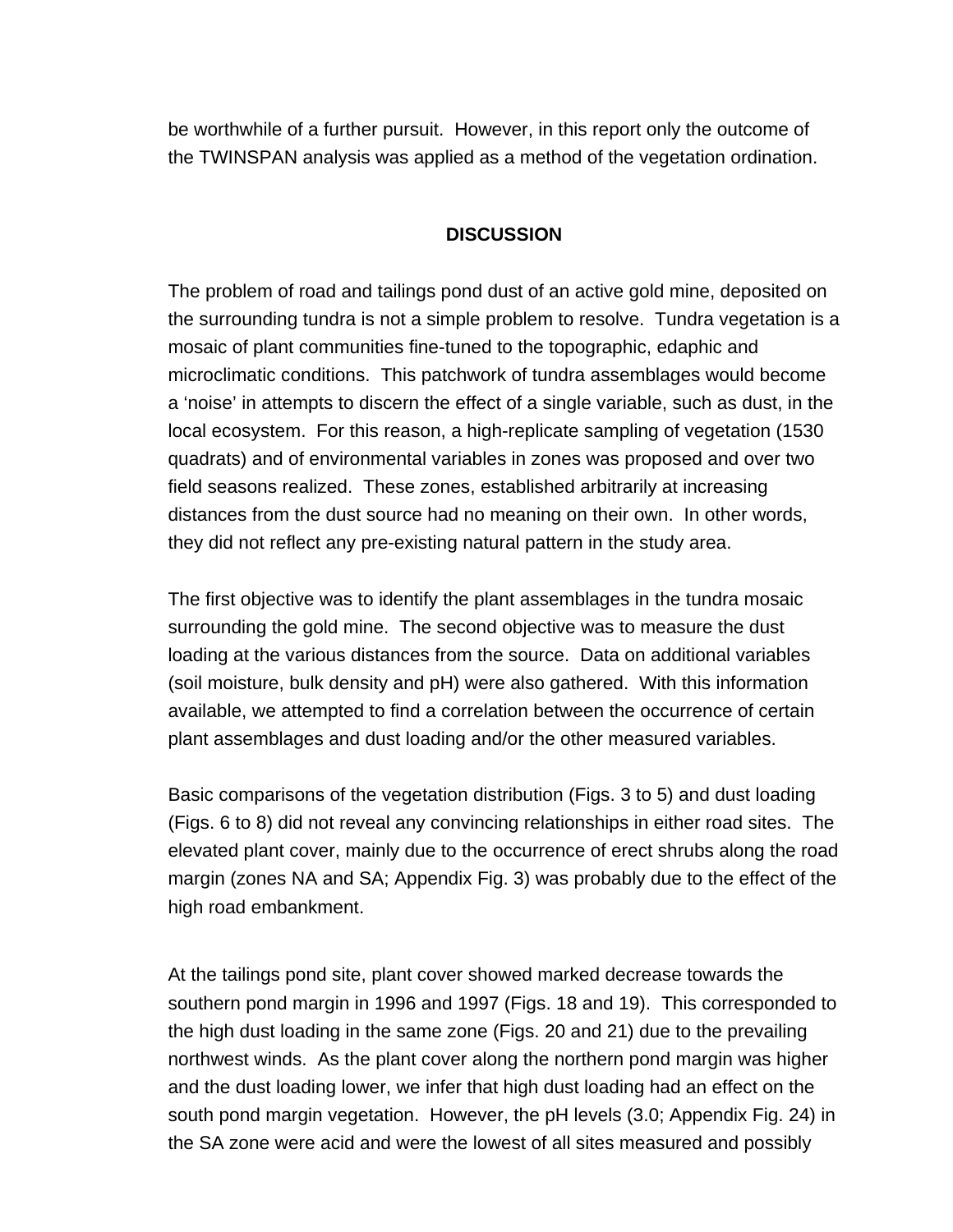be worthwhile of a further pursuit. However, in this report only the outcome of the TWINSPAN analysis was applied as a method of the vegetation ordination.

## DISCUSSION

The problem of road and tailings pond dust of an active gold mine, deposited on the surrounding tundra is not a simple problem to resolve. Tundra vegetation is a mosaic of plant communities fine-tuned to the topographic, edaphic and microclimatic conditions. This patchwork of tundra assemblages would become a 'noise' in attempts to discern the effect of a single variable, such as dust, in the local ecosystem. For this reason, a high-replicate sampling of vegetation (1530 quadrats) and of environmental variables in zones was proposed and over two field seasons realized. These zones, established arbitrarily at increasing distances from the dust source had no meaning on their own. In other words, they did not reflect any pre-existing natural pattern in the study area.

The first objective was to identify the plant assemblages in the tundra mosaic surrounding the gold mine. The second objective was to measure the dust loading at the various distances from the source. Data on additional variables (soil moisture, bulk density and pH) were also gathered. With this information available, we attempted to find a correlation between the occurrence of certain plant assemblages and dust loading and/or the other measured variables.

Basic comparisons of the vegetation distribution (Figs. 3 to 5) and dust loading (Figs. 6 to 8) did not reveal any convincing relationships in either road sites. The elevated plant cover, mainly due to the occurrence of erect shrubs along the road margin (zones NA and SA; Appendix Fig. 3) was probably due to the effect of the high road embankment.

At the tailings pond site, plant cover showed marked decrease towards the southern pond margin in 1996 and 1997 (Figs. 18 and 19). This corresponded to the high dust loading in the same zone (Figs. 20 and 21) due to the prevailing northwest winds. As the plant cover along the northern pond margin was higher and the dust loading lower, we infer that high dust loading had an effect on the south pond margin vegetation. However, the pH levels (3.0; Appendix Fig. 24) in the SA zone were acid and were the lowest of all sites measured and possibly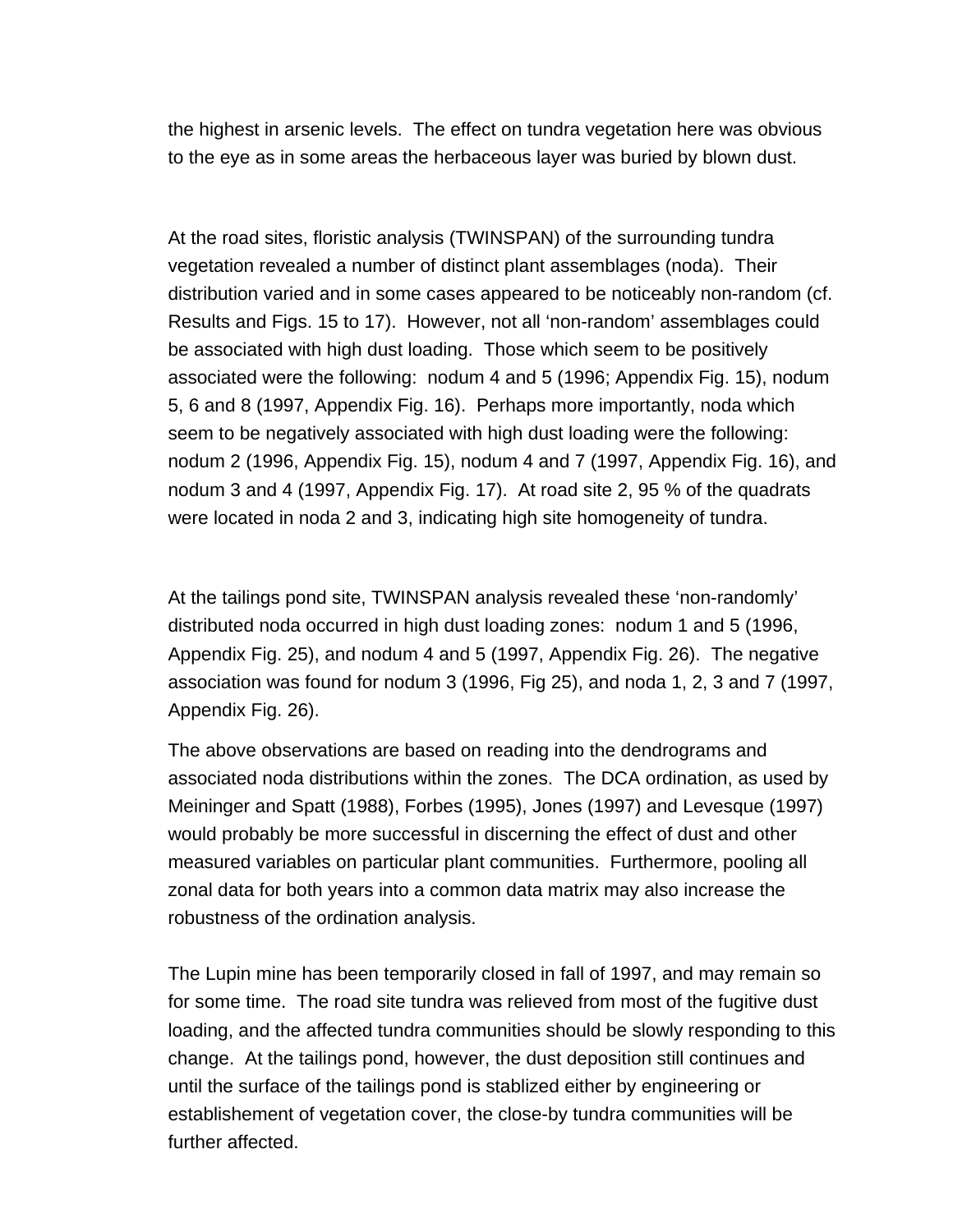the highest in arsenic levels.  The effect on tundra vegetation here was obvious to the eye as in some areas the herbaceous layer was buried by blown dust.

At the road sites, floristic analysis (TWINSPAN) of the surrounding tundra vegetation revealed a number of distinct plant assemblages (noda).  Their distribution varied and in some cases appeared to be noticeably non-random (cf. Results and Figs. 15 to 17).  However, not all 'non-random' assemblages could be associated with high dust loading.  Those which seem to be positively associated were the following:  nodum 4 and 5 (1996; Appendix Fig. 15), nodum 5, 6 and 8 (1997, Appendix Fig. 16).  Perhaps more importantly, noda which seem to be negatively associated with high dust loading were the following: nodum 2 (1996, Appendix Fig. 15), nodum 4 and 7 (1997, Appendix Fig. 16), and nodum 3 and 4 (1997, Appendix Fig. 17).  At road site 2, 95 % of the quadrats were located in noda 2 and 3, indicating high site homogeneity of tundra.

At the tailings pond site, TWINSPAN analysis revealed these 'non-randomly' distributed noda occurred in high dust loading zones:  nodum 1 and 5 (1996, Appendix Fig. 25), and nodum 4 and 5 (1997, Appendix Fig. 26).  The negative association was found for nodum 3 (1996, Fig 25), and noda 1, 2, 3 and 7 (1997, Appendix Fig. 26).

The above observations are based on reading into the dendrograms and associated noda distributions within the zones.  The DCA ordination, as used by Meininger and Spatt (1988), Forbes (1995), Jones (1997) and Levesque (1997) would probably be more successful in discerning the effect of dust and other measured variables on particular plant communities.  Furthermore, pooling all zonal data for both years into a common data matrix may also increase the robustness of the ordination analysis.

The Lupin mine has been temporarily closed in fall of 1997, and may remain so for some time.  The road site tundra was relieved from most of the fugitive dust loading, and the affected tundra communities should be slowly responding to this change.  At the tailings pond, however, the dust deposition still continues and until the surface of the tailings pond is stablized either by engineering or establishement of vegetation cover, the close-by tundra communities will be further affected.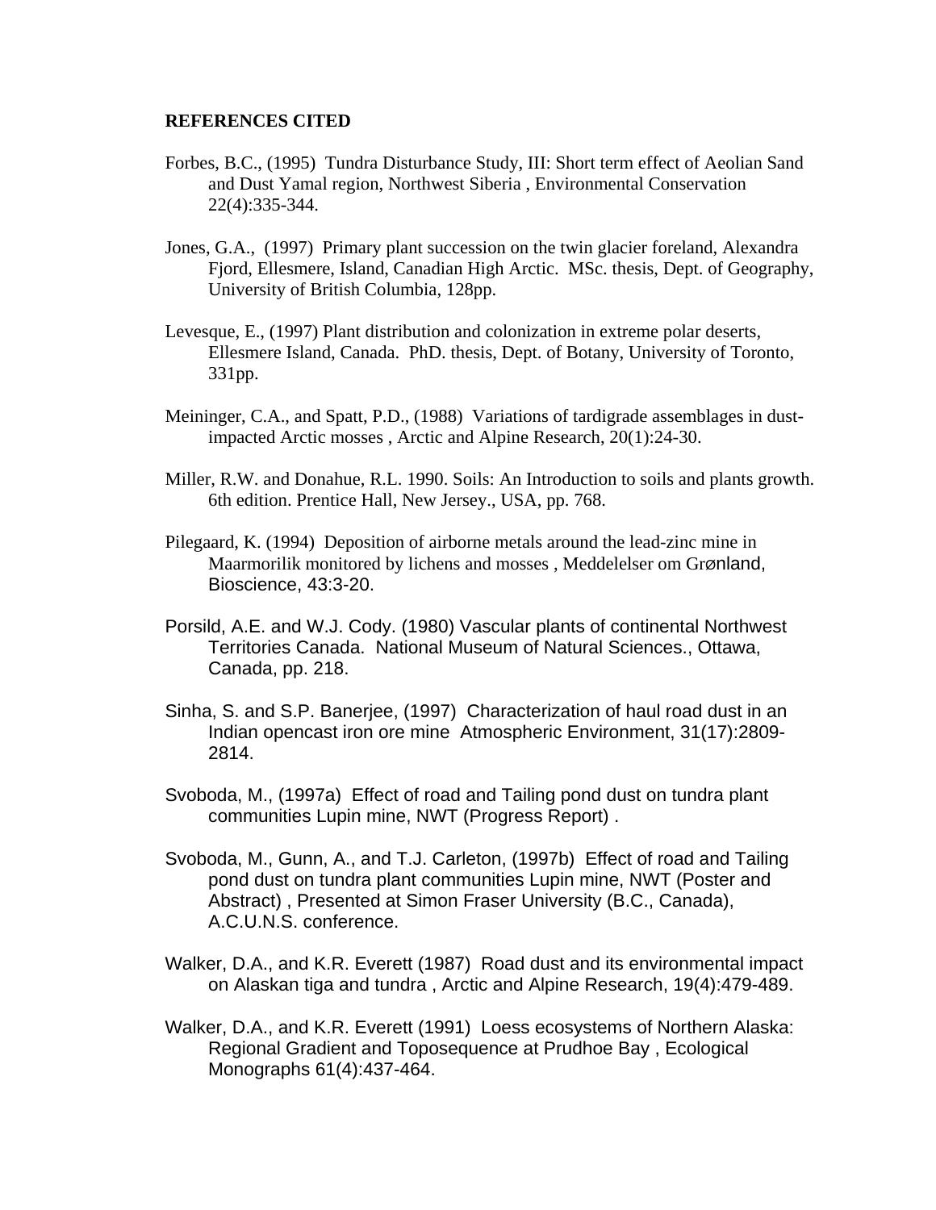**REFERENCES CITED**

Forbes, B.C., (1995) Tundra Disturbance Study, III: Short term effect of Aeolian Sand and Dust Yamal region, Northwest Siberia , Environmental Conservation 22(4):335-344.

Jones, G.A., (1997) Primary plant succession on the twin glacier foreland, Alexandra Fjord, Ellesmere, Island, Canadian High Arctic. MSc. thesis, Dept. of Geography, University of British Columbia, 128pp.

Levesque, E., (1997) Plant distribution and colonization in extreme polar deserts, Ellesmere Island, Canada. PhD. thesis, Dept. of Botany, University of Toronto, 331pp.

Meininger, C.A., and Spatt, P.D., (1988) Variations of tardigrade assemblages in dust-impacted Arctic mosses , Arctic and Alpine Research, 20(1):24-30.

Miller, R.W. and Donahue, R.L. 1990. Soils: An Introduction to soils and plants growth. 6th edition. Prentice Hall, New Jersey., USA, pp. 768.

Pilegaard, K. (1994) Deposition of airborne metals around the lead-zinc mine in Maarmorilik monitored by lichens and mosses , Meddelelser om Grønland, Bioscience, 43:3-20.

Porsild, A.E. and W.J. Cody. (1980) Vascular plants of continental Northwest Territories Canada. National Museum of Natural Sciences., Ottawa, Canada, pp. 218.

Sinha, S. and S.P. Banerjee, (1997) Characterization of haul road dust in an Indian opencast iron ore mine Atmospheric Environment, 31(17):2809-2814.

Svoboda, M., (1997a) Effect of road and Tailing pond dust on tundra plant communities Lupin mine, NWT (Progress Report) .

Svoboda, M., Gunn, A., and T.J. Carleton, (1997b) Effect of road and Tailing pond dust on tundra plant communities Lupin mine, NWT (Poster and Abstract) , Presented at Simon Fraser University (B.C., Canada), A.C.U.N.S. conference.

Walker, D.A., and K.R. Everett (1987) Road dust and its environmental impact on Alaskan tiga and tundra , Arctic and Alpine Research, 19(4):479-489.

Walker, D.A., and K.R. Everett (1991) Loess ecosystems of Northern Alaska: Regional Gradient and Toposequence at Prudhoe Bay , Ecological Monographs 61(4):437-464.